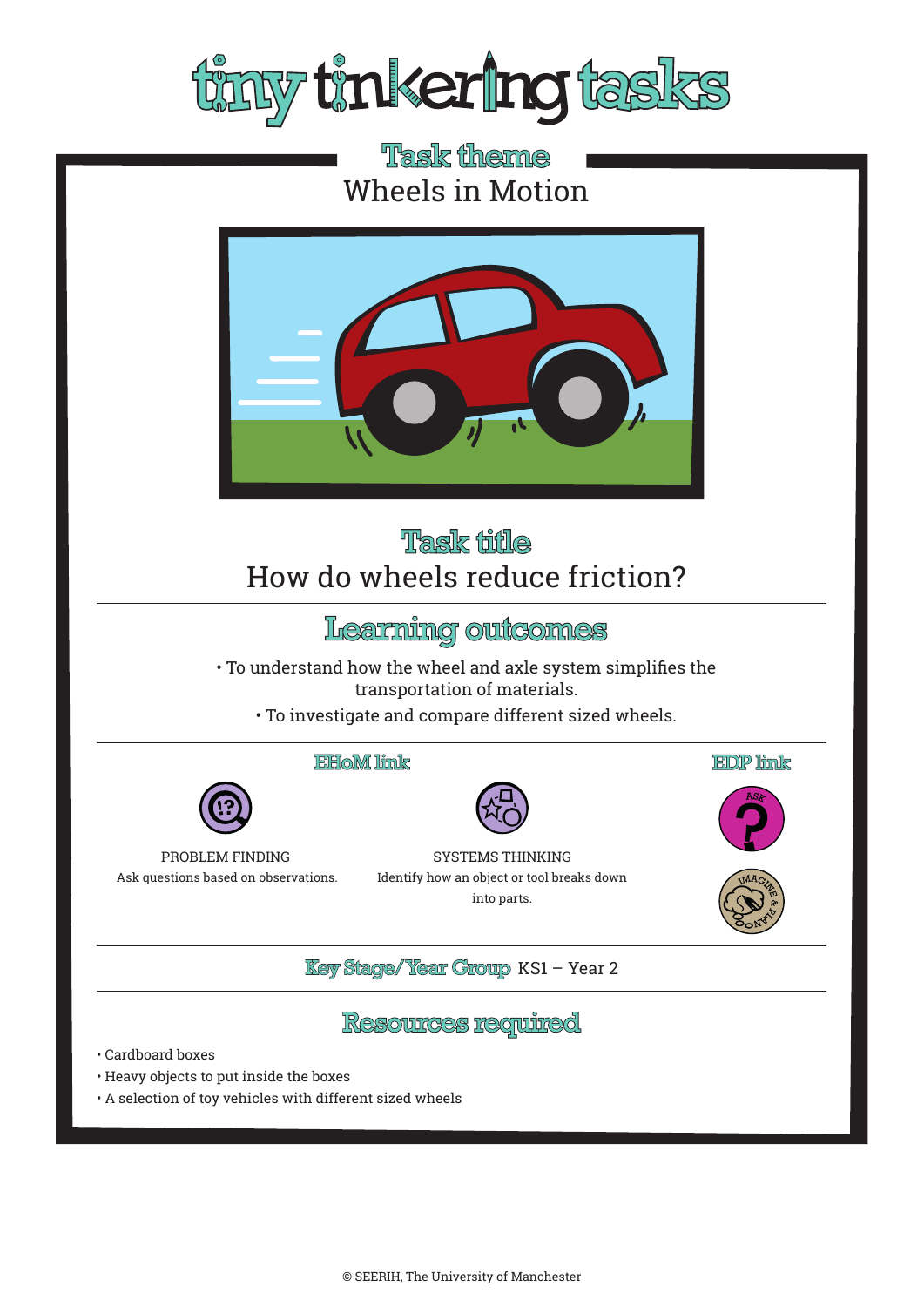# tiny tinkering tasks

## Task theme

Wheels in Motion

## Task title

How do wheels reduce friction?

## Learning outcomes

- To understand how the wheel and axle system simplifies the transportation of materials.
- To investigate and compare different sized wheels.

### EHoM link

PROBLEM FINDING
Ask questions based on observations.

SYSTEMS THINKING
Identify how an object or tool breaks down into parts.

### EDP link

ASK

IMAGINE & PLAN

**Key Stage/Year Group** KS1 – Year 2

## Resources required

- Cardboard boxes
- Heavy objects to put inside the boxes
- A selection of toy vehicles with different sized wheels

© SEERIH, The University of Manchester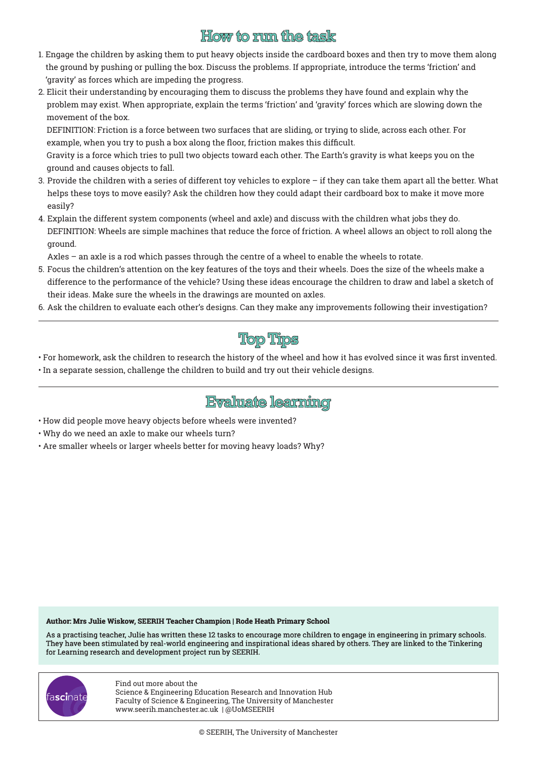## How to run the task

1. Engage the children by asking them to put heavy objects inside the cardboard boxes and then try to move them along the ground by pushing or pulling the box. Discuss the problems. If appropriate, introduce the terms 'friction' and 'gravity' as forces which are impeding the progress.
2. Elicit their understanding by encouraging them to discuss the problems they have found and explain why the problem may exist. When appropriate, explain the terms 'friction' and 'gravity' forces which are slowing down the movement of the box.

   DEFINITION: Friction is a force between two surfaces that are sliding, or trying to slide, across each other. For example, when you try to push a box along the floor, friction makes this difficult.

   Gravity is a force which tries to pull two objects toward each other. The Earth's gravity is what keeps you on the ground and causes objects to fall.
3. Provide the children with a series of different toy vehicles to explore – if they can take them apart all the better. What helps these toys to move easily? Ask the children how they could adapt their cardboard box to make it move more easily?
4. Explain the different system components (wheel and axle) and discuss with the children what jobs they do.

   DEFINITION: Wheels are simple machines that reduce the force of friction. A wheel allows an object to roll along the ground.

   Axles – an axle is a rod which passes through the centre of a wheel to enable the wheels to rotate.
5. Focus the children's attention on the key features of the toys and their wheels. Does the size of the wheels make a difference to the performance of the vehicle? Using these ideas encourage the children to draw and label a sketch of their ideas. Make sure the wheels in the drawings are mounted on axles.
6. Ask the children to evaluate each other's designs. Can they make any improvements following their investigation?

---

## Top Tips

- For homework, ask the children to research the history of the wheel and how it has evolved since it was first invented.
- In a separate session, challenge the children to build and try out their vehicle designs.

---

## Evaluate learning

- How did people move heavy objects before wheels were invented?
- Why do we need an axle to make our wheels turn?
- Are smaller wheels or larger wheels better for moving heavy loads? Why?

**Author: Mrs Julie Wiskow, SEERIH Teacher Champion | Rode Heath Primary School**

As a practising teacher, Julie has written these 12 tasks to encourage more children to engage in engineering in primary schools. They have been stimulated by real-world engineering and inspirational ideas shared by others. They are linked to the Tinkering for Learning research and development project run by SEERIH.

fascinate

Find out more about the
Science & Engineering Education Research and Innovation Hub
Faculty of Science & Engineering, The University of Manchester
www.seerih.manchester.ac.uk | @UoMSEERIH

© SEERIH, The University of Manchester